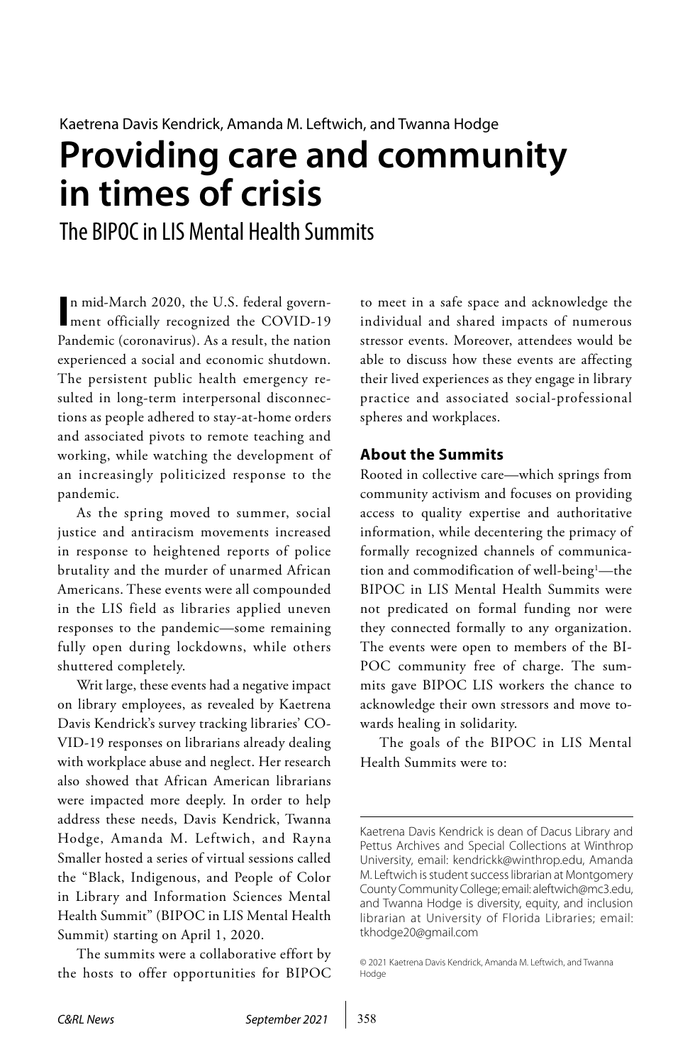Kaetrena Davis Kendrick, Amanda M. Leftwich, and Twanna Hodge

# Providing care and community in times of crisis

## The BIPOC in LIS Mental Health Summits

In mid-March 2020, the U.S. federal government officially recognized the COVID-19 Pandemic (coronavirus). As a result, the nation experienced a social and economic shutdown. The persistent public health emergency resulted in long-term interpersonal disconnections as people adhered to stay-at-home orders and associated pivots to remote teaching and working, while watching the development of an increasingly politicized response to the pandemic.

As the spring moved to summer, social justice and antiracism movements increased in response to heightened reports of police brutality and the murder of unarmed African Americans. These events were all compounded in the LIS field as libraries applied uneven responses to the pandemic—some remaining fully open during lockdowns, while others shuttered completely.

Writ large, these events had a negative impact on library employees, as revealed by Kaetrena Davis Kendrick's survey tracking libraries' COVID-19 responses on librarians already dealing with workplace abuse and neglect. Her research also showed that African American librarians were impacted more deeply. In order to help address these needs, Davis Kendrick, Twanna Hodge, Amanda M. Leftwich, and Rayna Smaller hosted a series of virtual sessions called the "Black, Indigenous, and People of Color in Library and Information Sciences Mental Health Summit" (BIPOC in LIS Mental Health Summit) starting on April 1, 2020.

The summits were a collaborative effort by the hosts to offer opportunities for BIPOC to meet in a safe space and acknowledge the individual and shared impacts of numerous stressor events. Moreover, attendees would be able to discuss how these events are affecting their lived experiences as they engage in library practice and associated social-professional spheres and workplaces.

### About the Summits

Rooted in collective care—which springs from community activism and focuses on providing access to quality expertise and authoritative information, while decentering the primacy of formally recognized channels of communication and commodification of well-being[1]—the BIPOC in LIS Mental Health Summits were not predicated on formal funding nor were they connected formally to any organization. The events were open to members of the BIPOC community free of charge. The summits gave BIPOC LIS workers the chance to acknowledge their own stressors and move towards healing in solidarity.

The goals of the BIPOC in LIS Mental Health Summits were to:

---

Kaetrena Davis Kendrick is dean of Dacus Library and Pettus Archives and Special Collections at Winthrop University, email: kendrickk@winthrop.edu, Amanda M. Leftwich is student success librarian at Montgomery County Community College; email: aleftwich@mc3.edu, and Twanna Hodge is diversity, equity, and inclusion librarian at University of Florida Libraries; email: tkhodge20@gmail.com

© 2021 Kaetrena Davis Kendrick, Amanda M. Leftwich, and Twanna Hodge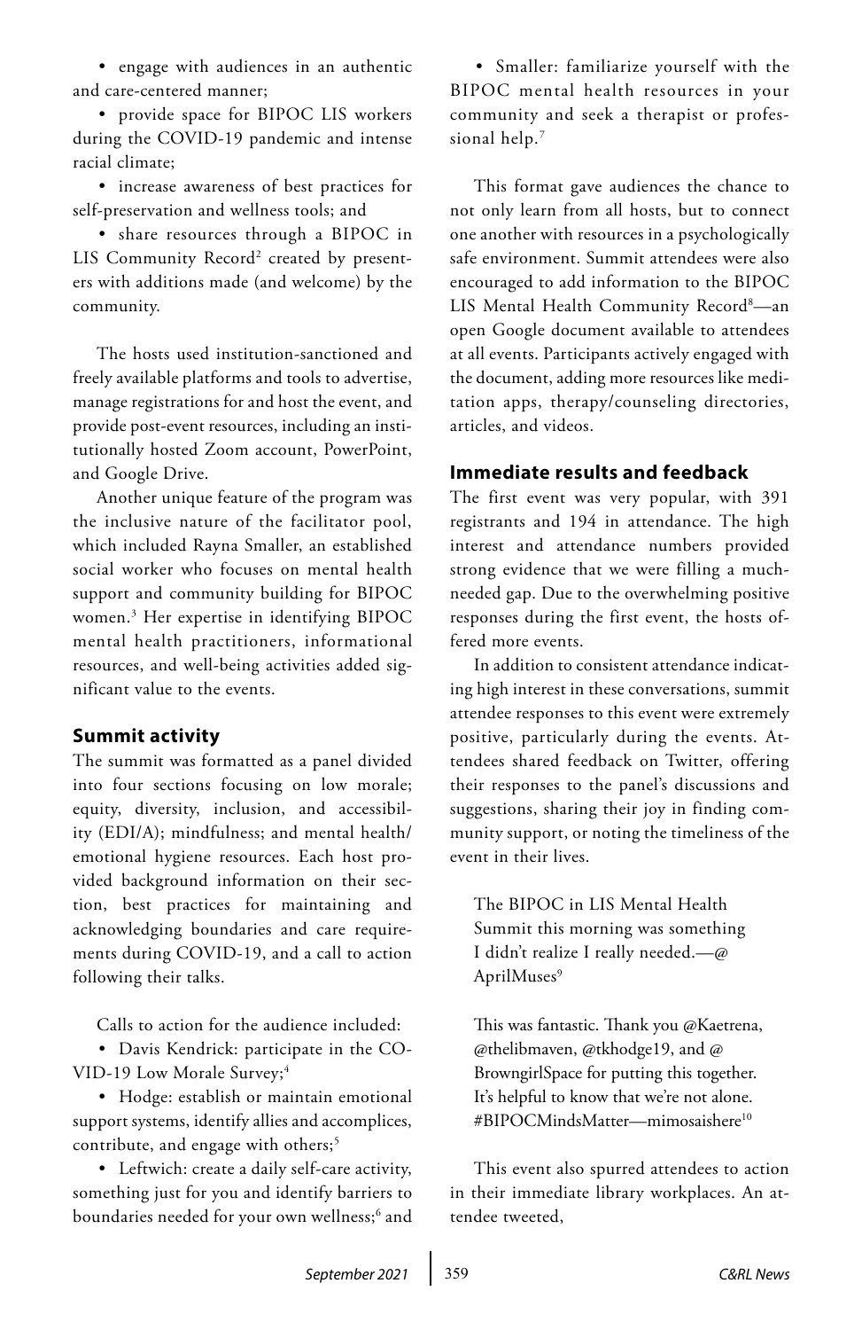- engage with audiences in an authentic and care-centered manner;
- provide space for BIPOC LIS workers during the COVID-19 pandemic and intense racial climate;
- increase awareness of best practices for self-preservation and wellness tools; and
- share resources through a BIPOC in LIS Community Record[2] created by presenters with additions made (and welcome) by the community.

The hosts used institution-sanctioned and freely available platforms and tools to advertise, manage registrations for and host the event, and provide post-event resources, including an institutionally hosted Zoom account, PowerPoint, and Google Drive.

Another unique feature of the program was the inclusive nature of the facilitator pool, which included Rayna Smaller, an established social worker who focuses on mental health support and community building for BIPOC women.[3] Her expertise in identifying BIPOC mental health practitioners, informational resources, and well-being activities added significant value to the events.

## Summit activity

The summit was formatted as a panel divided into four sections focusing on low morale; equity, diversity, inclusion, and accessibility (EDI/A); mindfulness; and mental health/emotional hygiene resources. Each host provided background information on their section, best practices for maintaining and acknowledging boundaries and care requirements during COVID-19, and a call to action following their talks.

Calls to action for the audience included:

- Davis Kendrick: participate in the COVID-19 Low Morale Survey;[4]
- Hodge: establish or maintain emotional support systems, identify allies and accomplices, contribute, and engage with others;[5]
- Leftwich: create a daily self-care activity, something just for you and identify barriers to boundaries needed for your own wellness;[6] and
- Smaller: familiarize yourself with the BIPOC mental health resources in your community and seek a therapist or professional help.[7]

This format gave audiences the chance to not only learn from all hosts, but to connect one another with resources in a psychologically safe environment. Summit attendees were also encouraged to add information to the BIPOC LIS Mental Health Community Record[8]—an open Google document available to attendees at all events. Participants actively engaged with the document, adding more resources like meditation apps, therapy/counseling directories, articles, and videos.

## Immediate results and feedback

The first event was very popular, with 391 registrants and 194 in attendance. The high interest and attendance numbers provided strong evidence that we were filling a much-needed gap. Due to the overwhelming positive responses during the first event, the hosts offered more events.

In addition to consistent attendance indicating high interest in these conversations, summit attendee responses to this event were extremely positive, particularly during the events. Attendees shared feedback on Twitter, offering their responses to the panel's discussions and suggestions, sharing their joy in finding community support, or noting the timeliness of the event in their lives.

> The BIPOC in LIS Mental Health Summit this morning was something I didn't realize I really needed.—@AprilMuses[9]

> This was fantastic. Thank you @Kaetrena, @thelibmaven, @tkhodge19, and @BrowngirlSpace for putting this together. It's helpful to know that we're not alone. #BIPOCMindsMatter—mimosaishere[10]

This event also spurred attendees to action in their immediate library workplaces. An attendee tweeted,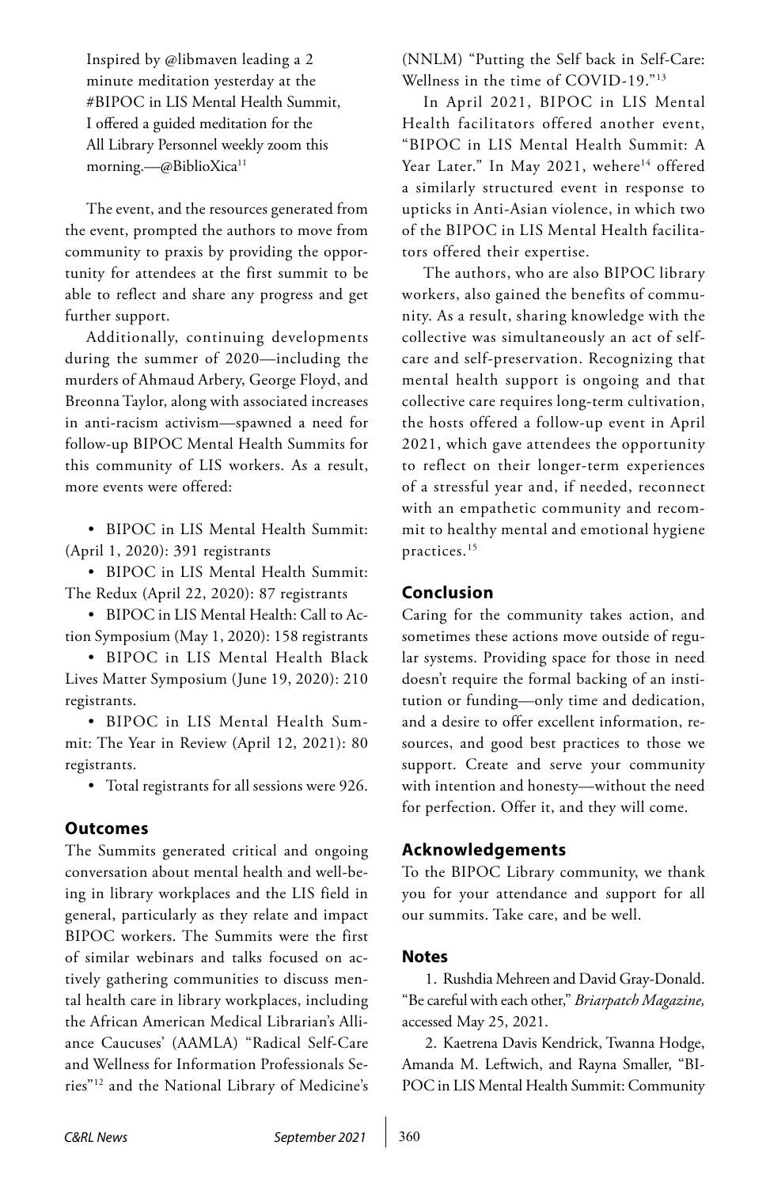> Inspired by @libmaven leading a 2 minute meditation yesterday at the #BIPOC in LIS Mental Health Summit, I offered a guided meditation for the All Library Personnel weekly zoom this morning.—@BiblioXica[11]

The event, and the resources generated from the event, prompted the authors to move from community to praxis by providing the opportunity for attendees at the first summit to be able to reflect and share any progress and get further support.

Additionally, continuing developments during the summer of 2020—including the murders of Ahmaud Arbery, George Floyd, and Breonna Taylor, along with associated increases in anti-racism activism—spawned a need for follow-up BIPOC Mental Health Summits for this community of LIS workers. As a result, more events were offered:

- BIPOC in LIS Mental Health Summit: (April 1, 2020): 391 registrants
- BIPOC in LIS Mental Health Summit: The Redux (April 22, 2020): 87 registrants
- BIPOC in LIS Mental Health: Call to Action Symposium (May 1, 2020): 158 registrants
- BIPOC in LIS Mental Health Black Lives Matter Symposium (June 19, 2020): 210 registrants.
- BIPOC in LIS Mental Health Summit: The Year in Review (April 12, 2021): 80 registrants.
- Total registrants for all sessions were 926.

## Outcomes

The Summits generated critical and ongoing conversation about mental health and well-being in library workplaces and the LIS field in general, particularly as they relate and impact BIPOC workers. The Summits were the first of similar webinars and talks focused on actively gathering communities to discuss mental health care in library workplaces, including the African American Medical Librarian's Alliance Caucuses' (AAMLA) "Radical Self-Care and Wellness for Information Professionals Series"[12] and the National Library of Medicine's (NNLM) "Putting the Self back in Self-Care: Wellness in the time of COVID-19."[13]

In April 2021, BIPOC in LIS Mental Health facilitators offered another event, "BIPOC in LIS Mental Health Summit: A Year Later." In May 2021, wehere[14] offered a similarly structured event in response to upticks in Anti-Asian violence, in which two of the BIPOC in LIS Mental Health facilitators offered their expertise.

The authors, who are also BIPOC library workers, also gained the benefits of community. As a result, sharing knowledge with the collective was simultaneously an act of self-care and self-preservation. Recognizing that mental health support is ongoing and that collective care requires long-term cultivation, the hosts offered a follow-up event in April 2021, which gave attendees the opportunity to reflect on their longer-term experiences of a stressful year and, if needed, reconnect with an empathetic community and recommit to healthy mental and emotional hygiene practices.[15]

## Conclusion

Caring for the community takes action, and sometimes these actions move outside of regular systems. Providing space for those in need doesn't require the formal backing of an institution or funding—only time and dedication, and a desire to offer excellent information, resources, and good best practices to those we support. Create and serve your community with intention and honesty—without the need for perfection. Offer it, and they will come.

## Acknowledgements

To the BIPOC Library community, we thank you for your attendance and support for all our summits. Take care, and be well.

## Notes

1. Rushdia Mehreen and David Gray-Donald. "Be careful with each other," *Briarpatch Magazine,* accessed May 25, 2021.

2. Kaetrena Davis Kendrick, Twanna Hodge, Amanda M. Leftwich, and Rayna Smaller, "BIPOC in LIS Mental Health Summit: Community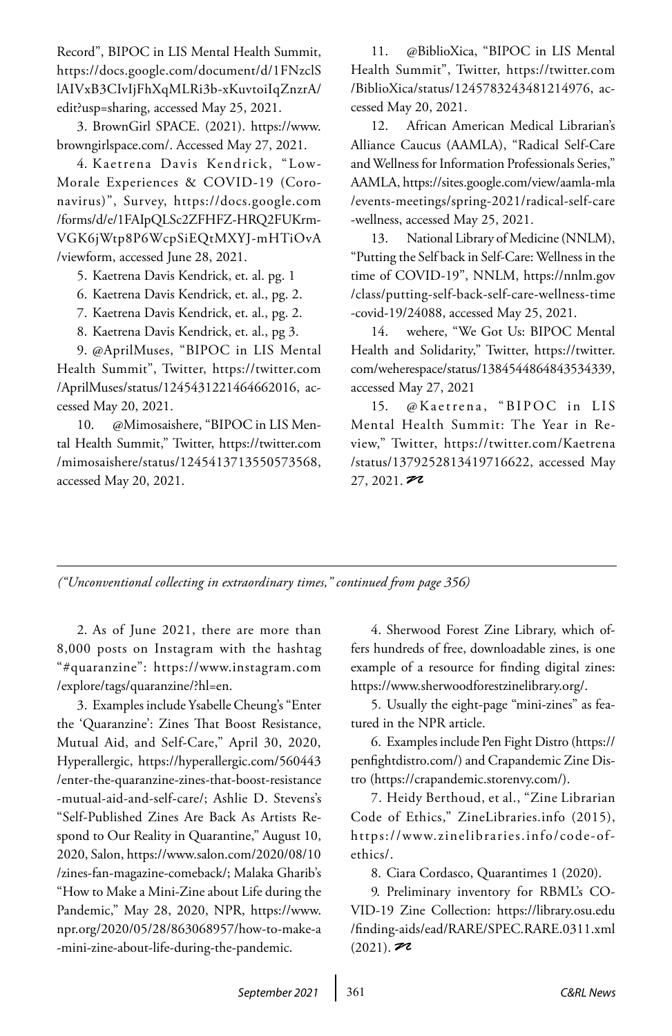Record", BIPOC in LIS Mental Health Summit, https://docs.google.com/document/d/1FNzclSlAIVxB3CIvIjFhXqMLRi3b-xKuvtoiIqZnzrA/edit?usp=sharing, accessed May 25, 2021.

3. BrownGirl SPACE. (2021). https://www.browngirlspace.com/. Accessed May 27, 2021.

4. Kaetrena Davis Kendrick, "Low-Morale Experiences & COVID-19 (Coronavirus)", Survey, https://docs.google.com/forms/d/e/1FAIpQLSc2ZFHFZ-HRQ2FUKrm-VGK6jWtp8P6WcpSiEQtMXYJ-mHTiOvA/viewform, accessed June 28, 2021.

5. Kaetrena Davis Kendrick, et. al. pg. 1

6. Kaetrena Davis Kendrick, et. al., pg. 2.

7. Kaetrena Davis Kendrick, et. al., pg. 2.

8. Kaetrena Davis Kendrick, et. al., pg 3.

9. @AprilMuses, "BIPOC in LIS Mental Health Summit", Twitter, https://twitter.com/AprilMuses/status/1245431221464662016, accessed May 20, 2021.

10. @Mimosaishere, "BIPOC in LIS Mental Health Summit," Twitter, https://twitter.com/mimosaishere/status/1245413713550573568, accessed May 20, 2021.

11. @BiblioXica, "BIPOC in LIS Mental Health Summit", Twitter, https://twitter.com/BiblioXica/status/1245783243481214976, accessed May 20, 2021.

12. African American Medical Librarian's Alliance Caucus (AAMLA), "Radical Self-Care and Wellness for Information Professionals Series," AAMLA, https://sites.google.com/view/aamla-mla/events-meetings/spring-2021/radical-self-care-wellness, accessed May 25, 2021.

13. National Library of Medicine (NNLM), "Putting the Self back in Self-Care: Wellness in the time of COVID-19", NNLM, https://nnlm.gov/class/putting-self-back-self-care-wellness-time-covid-19/24088, accessed May 25, 2021.

14. wehere, "We Got Us: BIPOC Mental Health and Solidarity," Twitter, https://twitter.com/weherespace/status/1384544864843534339, accessed May 27, 2021

15. @Kaetrena, "BIPOC in LIS Mental Health Summit: The Year in Review," Twitter, https://twitter.com/Kaetrena/status/1379252813419716622, accessed May 27, 2021.

---

*("Unconventional collecting in extraordinary times," continued from page 356)*

2. As of June 2021, there are more than 8,000 posts on Instagram with the hashtag "#quaranzine": https://www.instagram.com/explore/tags/quaranzine/?hl=en.

3. Examples include Ysabelle Cheung's "Enter the 'Quaranzine': Zines That Boost Resistance, Mutual Aid, and Self-Care," April 30, 2020, Hyperallergic, https://hyperallergic.com/560443/enter-the-quaranzine-zines-that-boost-resistance-mutual-aid-and-self-care/; Ashlie D. Stevens's "Self-Published Zines Are Back As Artists Respond to Our Reality in Quarantine," August 10, 2020, Salon, https://www.salon.com/2020/08/10/zines-fan-magazine-comeback/; Malaka Gharib's "How to Make a Mini-Zine about Life during the Pandemic," May 28, 2020, NPR, https://www.npr.org/2020/05/28/863068957/how-to-make-a-mini-zine-about-life-during-the-pandemic.

4. Sherwood Forest Zine Library, which offers hundreds of free, downloadable zines, is one example of a resource for finding digital zines: https://www.sherwoodforestzinelibrary.org/.

5. Usually the eight-page "mini-zines" as featured in the NPR article.

6. Examples include Pen Fight Distro (https://penfightdistro.com/) and Crapandemic Zine Distro (https://crapandemic.storenvy.com/).

7. Heidy Berthoud, et al., "Zine Librarian Code of Ethics," ZineLibraries.info (2015), https://www.zinelibraries.info/code-of-ethics/.

8. Ciara Cordasco, Quarantimes 1 (2020).

9. Preliminary inventory for RBML's COVID-19 Zine Collection: https://library.osu.edu/finding-aids/ead/RARE/SPEC.RARE.0311.xml (2021).